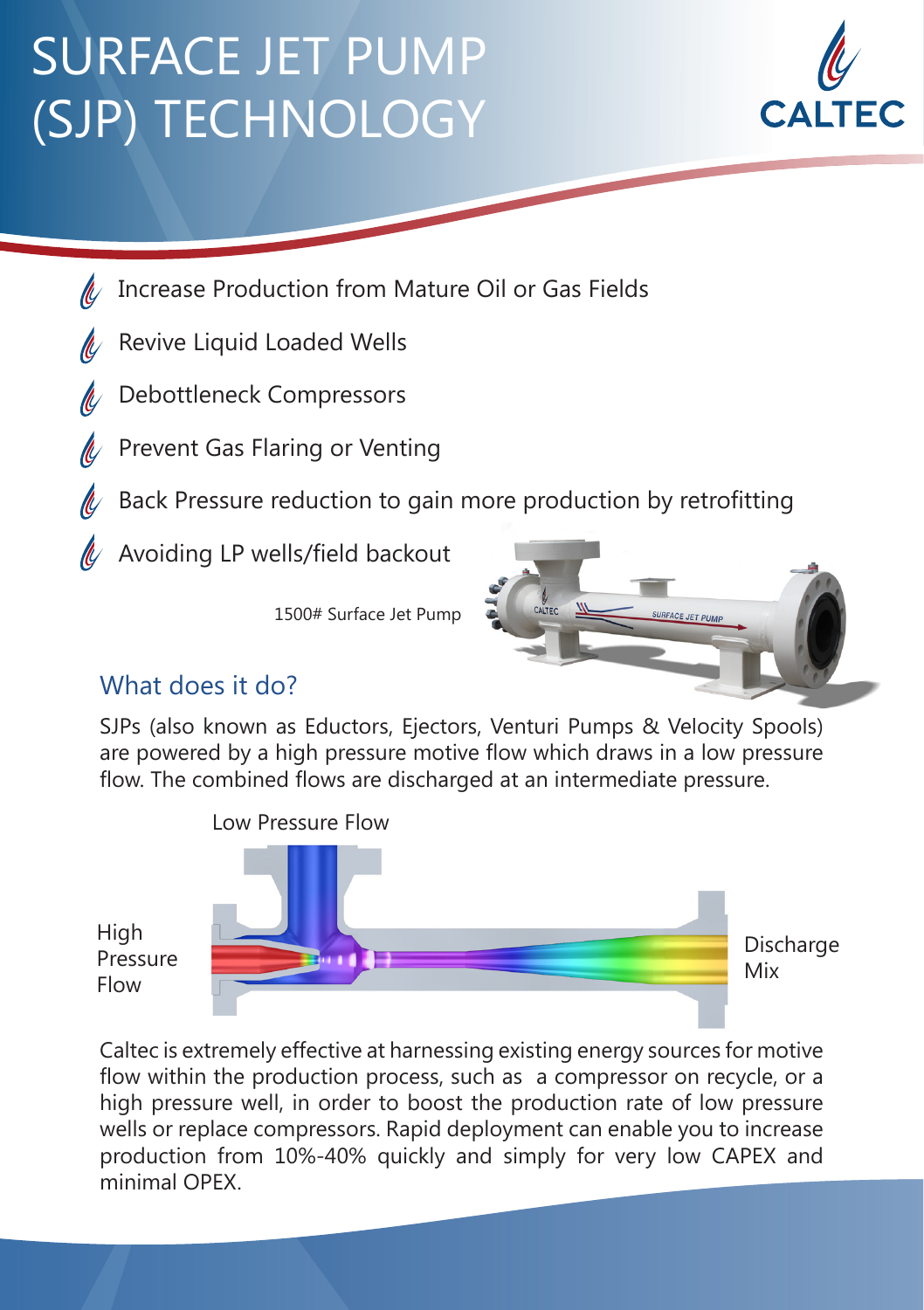# SURFACE JET PUMP (SJP) TECHNOLOGY

- Increase Production from Mature Oil or Gas Fields
- Revive Liquid Loaded Wells
- Debottleneck Compressors
- Prevent Gas Flaring or Venting
- Back Pressure reduction to gain more production by retrofitting
- Avoiding LP wells/field backout

1500# Surface Jet Pump

## What does it do?

SJPs (also known as Eductors, Ejectors, Venturi Pumps & Velocity Spools) are powered by a high pressure motive flow which draws in a low pressure flow. The combined flows are discharged at an intermediate pressure.

Low Pressure Flow

High Pressure Flow

Discharge Mix

Caltec is extremely effective at harnessing existing energy sources for motive flow within the production process, such as a compressor on recycle, or a high pressure well, in order to boost the production rate of low pressure wells or replace compressors. Rapid deployment can enable you to increase production from 10%-40% quickly and simply for very low CAPEX and minimal OPEX.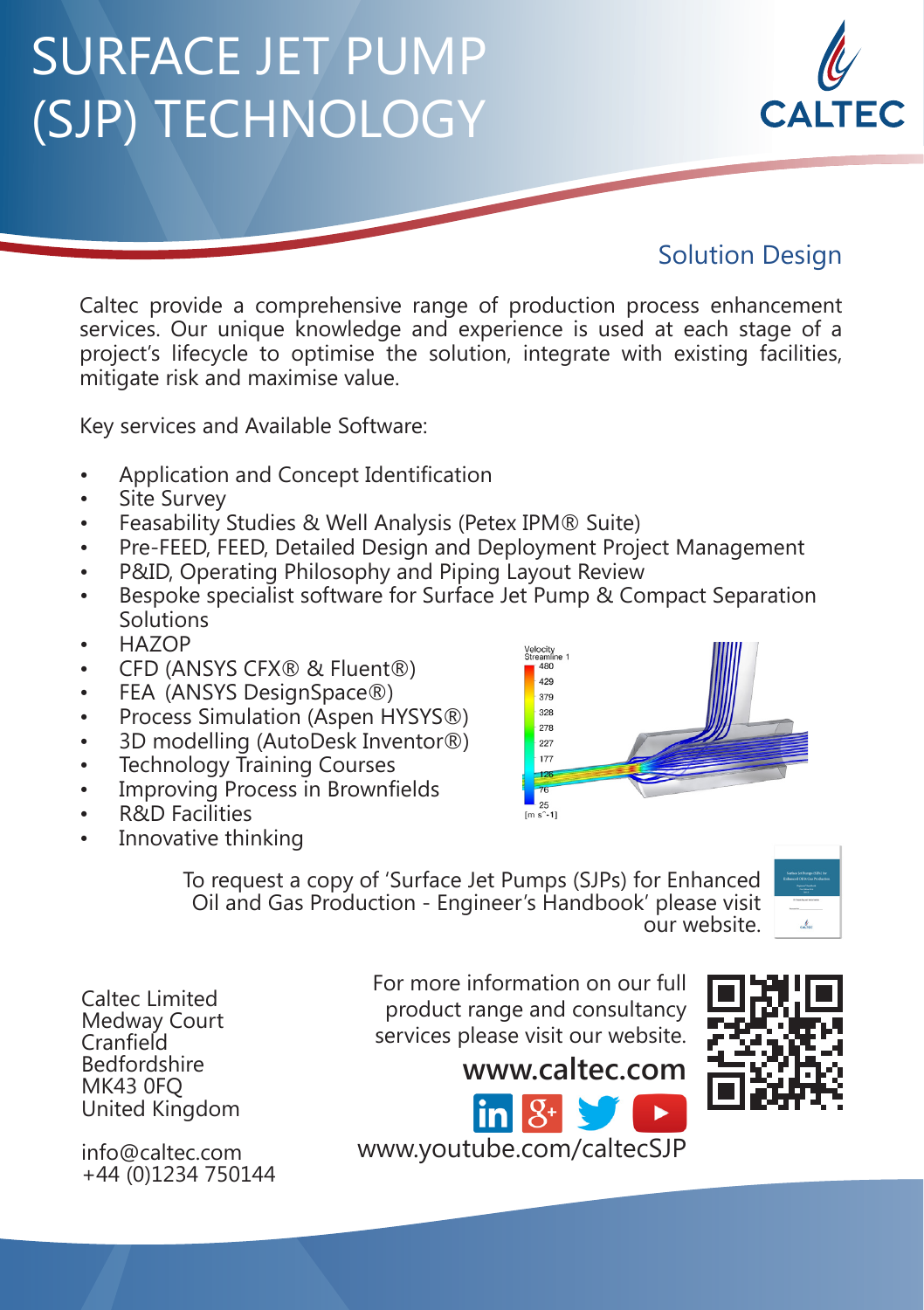# SURFACE JET PUMP (SJP) TECHNOLOGY

CALTEC

## Solution Design

Caltec provide a comprehensive range of production process enhancement services. Our unique knowledge and experience is used at each stage of a project's lifecycle to optimise the solution, integrate with existing facilities, mitigate risk and maximise value.

Key services and Available Software:

- Application and Concept Identification
- Site Survey
- Feasability Studies & Well Analysis (Petex IPM® Suite)
- Pre-FEED, FEED, Detailed Design and Deployment Project Management
- P&ID, Operating Philosophy and Piping Layout Review
- Bespoke specialist software for Surface Jet Pump & Compact Separation Solutions
- HAZOP
- CFD (ANSYS CFX® & Fluent®)
- FEA (ANSYS DesignSpace®)
- Process Simulation (Aspen HYSYS®)
- 3D modelling (AutoDesk Inventor®)
- Technology Training Courses
- Improving Process in Brownfields
- R&D Facilities
- Innovative thinking

Velocity
Streamline 1
480
429
379
328
278
227
177
126
76
25
[m s^-1]

To request a copy of 'Surface Jet Pumps (SJPs) for Enhanced Oil and Gas Production - Engineer's Handbook' please visit our website.

Caltec Limited
Medway Court
Cranfield
Bedfordshire
MK43 0FQ
United Kingdom

info@caltec.com
+44 (0)1234 750144

For more information on our full product range and consultancy services please visit our website.

**www.caltec.com**

www.youtube.com/caltecSJP